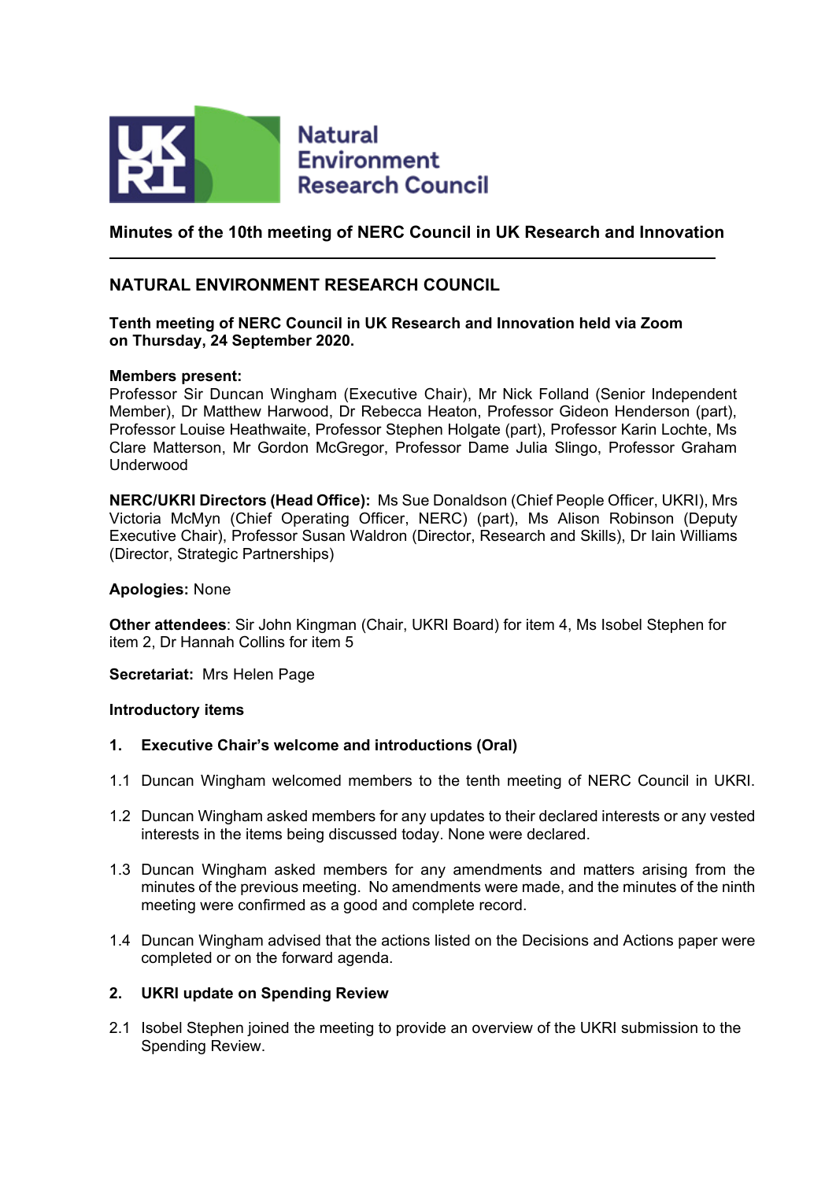Natural Environment Research Council

**Minutes of the 10th meeting of NERC Council in UK Research and Innovation**

---

## NATURAL ENVIRONMENT RESEARCH COUNCIL

**Tenth meeting of NERC Council in UK Research and Innovation held via Zoom on Thursday, 24 September 2020.**

**Members present:**
Professor Sir Duncan Wingham (Executive Chair), Mr Nick Folland (Senior Independent Member), Dr Matthew Harwood, Dr Rebecca Heaton, Professor Gideon Henderson (part), Professor Louise Heathwaite, Professor Stephen Holgate (part), Professor Karin Lochte, Ms Clare Matterson, Mr Gordon McGregor, Professor Dame Julia Slingo, Professor Graham Underwood

**NERC/UKRI Directors (Head Office):** Ms Sue Donaldson (Chief People Officer, UKRI), Mrs Victoria McMyn (Chief Operating Officer, NERC) (part), Ms Alison Robinson (Deputy Executive Chair), Professor Susan Waldron (Director, Research and Skills), Dr Iain Williams (Director, Strategic Partnerships)

**Apologies:** None

**Other attendees**: Sir John Kingman (Chair, UKRI Board) for item 4, Ms Isobel Stephen for item 2, Dr Hannah Collins for item 5

**Secretariat:** Mrs Helen Page

**Introductory items**

**1. Executive Chair's welcome and introductions (Oral)**

1.1 Duncan Wingham welcomed members to the tenth meeting of NERC Council in UKRI.

1.2 Duncan Wingham asked members for any updates to their declared interests or any vested interests in the items being discussed today. None were declared.

1.3 Duncan Wingham asked members for any amendments and matters arising from the minutes of the previous meeting. No amendments were made, and the minutes of the ninth meeting were confirmed as a good and complete record.

1.4 Duncan Wingham advised that the actions listed on the Decisions and Actions paper were completed or on the forward agenda.

**2. UKRI update on Spending Review**

2.1 Isobel Stephen joined the meeting to provide an overview of the UKRI submission to the Spending Review.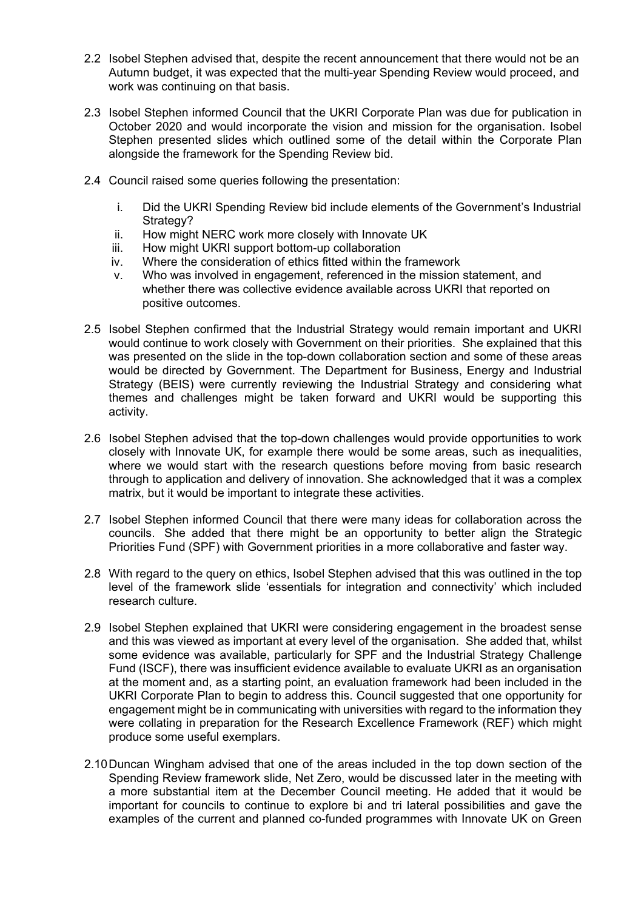2.2 Isobel Stephen advised that, despite the recent announcement that there would not be an Autumn budget, it was expected that the multi-year Spending Review would proceed, and work was continuing on that basis.

2.3 Isobel Stephen informed Council that the UKRI Corporate Plan was due for publication in October 2020 and would incorporate the vision and mission for the organisation. Isobel Stephen presented slides which outlined some of the detail within the Corporate Plan alongside the framework for the Spending Review bid.

2.4 Council raised some queries following the presentation:

i. Did the UKRI Spending Review bid include elements of the Government's Industrial Strategy?
ii. How might NERC work more closely with Innovate UK
iii. How might UKRI support bottom-up collaboration
iv. Where the consideration of ethics fitted within the framework
v. Who was involved in engagement, referenced in the mission statement, and whether there was collective evidence available across UKRI that reported on positive outcomes.

2.5 Isobel Stephen confirmed that the Industrial Strategy would remain important and UKRI would continue to work closely with Government on their priorities. She explained that this was presented on the slide in the top-down collaboration section and some of these areas would be directed by Government. The Department for Business, Energy and Industrial Strategy (BEIS) were currently reviewing the Industrial Strategy and considering what themes and challenges might be taken forward and UKRI would be supporting this activity.

2.6 Isobel Stephen advised that the top-down challenges would provide opportunities to work closely with Innovate UK, for example there would be some areas, such as inequalities, where we would start with the research questions before moving from basic research through to application and delivery of innovation. She acknowledged that it was a complex matrix, but it would be important to integrate these activities.

2.7 Isobel Stephen informed Council that there were many ideas for collaboration across the councils. She added that there might be an opportunity to better align the Strategic Priorities Fund (SPF) with Government priorities in a more collaborative and faster way.

2.8 With regard to the query on ethics, Isobel Stephen advised that this was outlined in the top level of the framework slide 'essentials for integration and connectivity' which included research culture.

2.9 Isobel Stephen explained that UKRI were considering engagement in the broadest sense and this was viewed as important at every level of the organisation. She added that, whilst some evidence was available, particularly for SPF and the Industrial Strategy Challenge Fund (ISCF), there was insufficient evidence available to evaluate UKRI as an organisation at the moment and, as a starting point, an evaluation framework had been included in the UKRI Corporate Plan to begin to address this. Council suggested that one opportunity for engagement might be in communicating with universities with regard to the information they were collating in preparation for the Research Excellence Framework (REF) which might produce some useful exemplars.

2.10 Duncan Wingham advised that one of the areas included in the top down section of the Spending Review framework slide, Net Zero, would be discussed later in the meeting with a more substantial item at the December Council meeting. He added that it would be important for councils to continue to explore bi and tri lateral possibilities and gave the examples of the current and planned co-funded programmes with Innovate UK on Green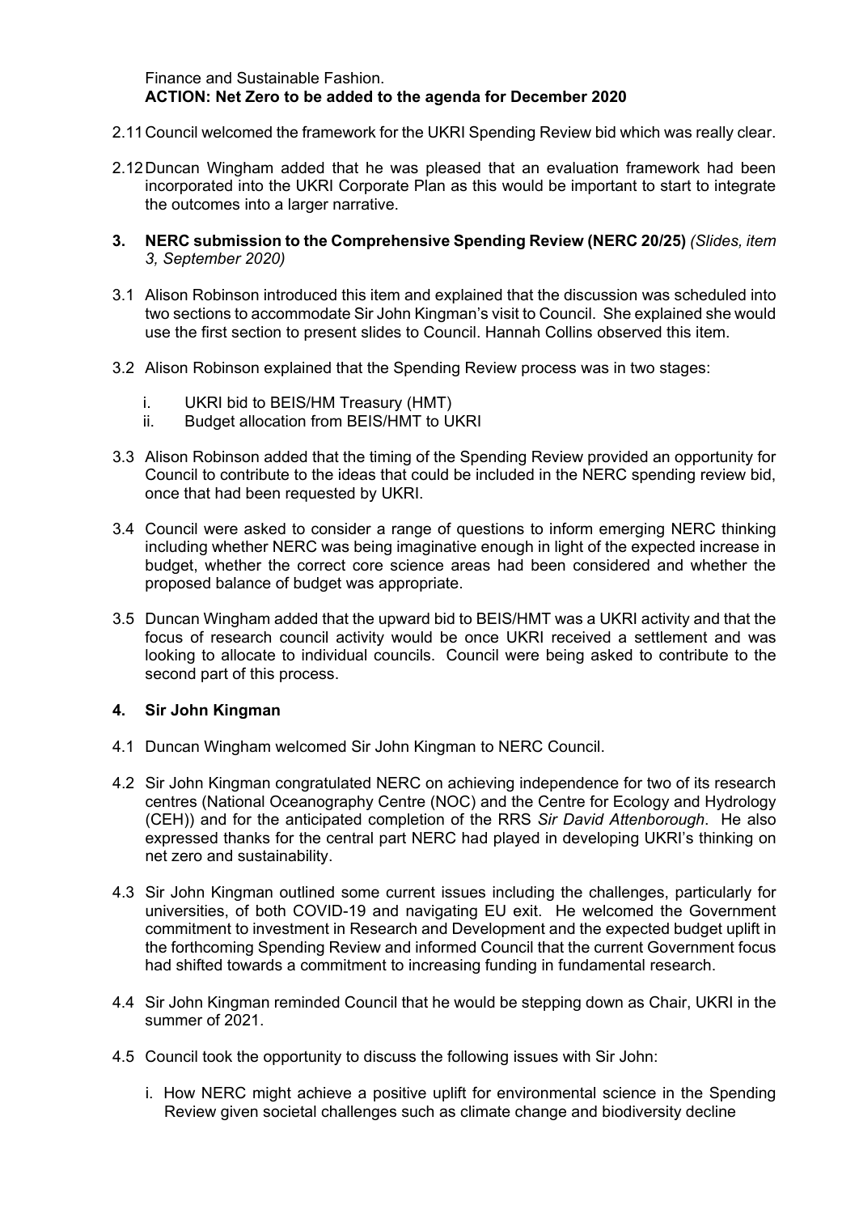Finance and Sustainable Fashion.
**ACTION: Net Zero to be added to the agenda for December 2020**

2.11 Council welcomed the framework for the UKRI Spending Review bid which was really clear.

2.12 Duncan Wingham added that he was pleased that an evaluation framework had been incorporated into the UKRI Corporate Plan as this would be important to start to integrate the outcomes into a larger narrative.

## 3. NERC submission to the Comprehensive Spending Review (NERC 20/25) *(Slides, item 3, September 2020)*

3.1 Alison Robinson introduced this item and explained that the discussion was scheduled into two sections to accommodate Sir John Kingman's visit to Council. She explained she would use the first section to present slides to Council. Hannah Collins observed this item.

3.2 Alison Robinson explained that the Spending Review process was in two stages:

i. UKRI bid to BEIS/HM Treasury (HMT)
ii. Budget allocation from BEIS/HMT to UKRI

3.3 Alison Robinson added that the timing of the Spending Review provided an opportunity for Council to contribute to the ideas that could be included in the NERC spending review bid, once that had been requested by UKRI.

3.4 Council were asked to consider a range of questions to inform emerging NERC thinking including whether NERC was being imaginative enough in light of the expected increase in budget, whether the correct core science areas had been considered and whether the proposed balance of budget was appropriate.

3.5 Duncan Wingham added that the upward bid to BEIS/HMT was a UKRI activity and that the focus of research council activity would be once UKRI received a settlement and was looking to allocate to individual councils. Council were being asked to contribute to the second part of this process.

## 4. Sir John Kingman

4.1 Duncan Wingham welcomed Sir John Kingman to NERC Council.

4.2 Sir John Kingman congratulated NERC on achieving independence for two of its research centres (National Oceanography Centre (NOC) and the Centre for Ecology and Hydrology (CEH)) and for the anticipated completion of the RRS *Sir David Attenborough*. He also expressed thanks for the central part NERC had played in developing UKRI's thinking on net zero and sustainability.

4.3 Sir John Kingman outlined some current issues including the challenges, particularly for universities, of both COVID-19 and navigating EU exit. He welcomed the Government commitment to investment in Research and Development and the expected budget uplift in the forthcoming Spending Review and informed Council that the current Government focus had shifted towards a commitment to increasing funding in fundamental research.

4.4 Sir John Kingman reminded Council that he would be stepping down as Chair, UKRI in the summer of 2021.

4.5 Council took the opportunity to discuss the following issues with Sir John:

i. How NERC might achieve a positive uplift for environmental science in the Spending Review given societal challenges such as climate change and biodiversity decline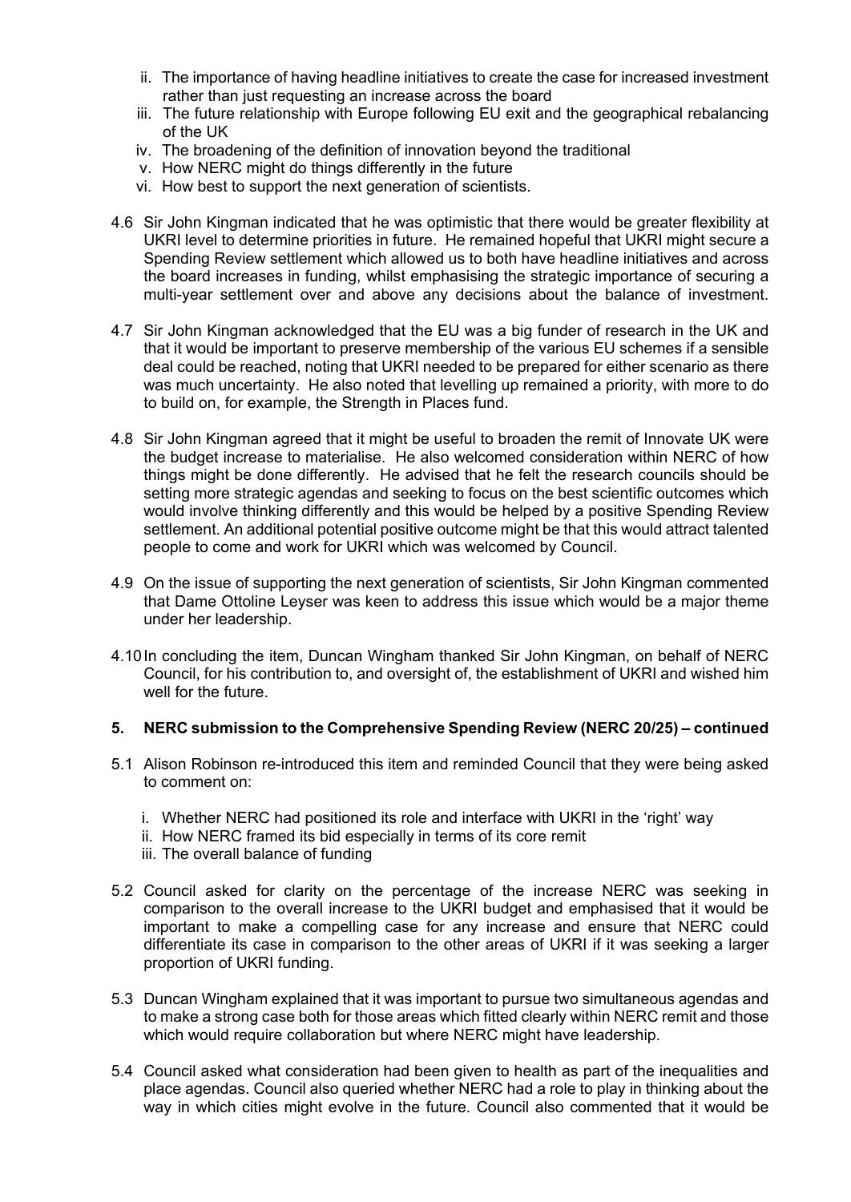ii. The importance of having headline initiatives to create the case for increased investment rather than just requesting an increase across the board
iii. The future relationship with Europe following EU exit and the geographical rebalancing of the UK
iv. The broadening of the definition of innovation beyond the traditional
v. How NERC might do things differently in the future
vi. How best to support the next generation of scientists.

4.6 Sir John Kingman indicated that he was optimistic that there would be greater flexibility at UKRI level to determine priorities in future. He remained hopeful that UKRI might secure a Spending Review settlement which allowed us to both have headline initiatives and across the board increases in funding, whilst emphasising the strategic importance of securing a multi-year settlement over and above any decisions about the balance of investment.

4.7 Sir John Kingman acknowledged that the EU was a big funder of research in the UK and that it would be important to preserve membership of the various EU schemes if a sensible deal could be reached, noting that UKRI needed to be prepared for either scenario as there was much uncertainty. He also noted that levelling up remained a priority, with more to do to build on, for example, the Strength in Places fund.

4.8 Sir John Kingman agreed that it might be useful to broaden the remit of Innovate UK were the budget increase to materialise. He also welcomed consideration within NERC of how things might be done differently. He advised that he felt the research councils should be setting more strategic agendas and seeking to focus on the best scientific outcomes which would involve thinking differently and this would be helped by a positive Spending Review settlement. An additional potential positive outcome might be that this would attract talented people to come and work for UKRI which was welcomed by Council.

4.9 On the issue of supporting the next generation of scientists, Sir John Kingman commented that Dame Ottoline Leyser was keen to address this issue which would be a major theme under her leadership.

4.10 In concluding the item, Duncan Wingham thanked Sir John Kingman, on behalf of NERC Council, for his contribution to, and oversight of, the establishment of UKRI and wished him well for the future.

**5. NERC submission to the Comprehensive Spending Review (NERC 20/25) – continued**

5.1 Alison Robinson re-introduced this item and reminded Council that they were being asked to comment on:

i. Whether NERC had positioned its role and interface with UKRI in the 'right' way
ii. How NERC framed its bid especially in terms of its core remit
iii. The overall balance of funding

5.2 Council asked for clarity on the percentage of the increase NERC was seeking in comparison to the overall increase to the UKRI budget and emphasised that it would be important to make a compelling case for any increase and ensure that NERC could differentiate its case in comparison to the other areas of UKRI if it was seeking a larger proportion of UKRI funding.

5.3 Duncan Wingham explained that it was important to pursue two simultaneous agendas and to make a strong case both for those areas which fitted clearly within NERC remit and those which would require collaboration but where NERC might have leadership.

5.4 Council asked what consideration had been given to health as part of the inequalities and place agendas. Council also queried whether NERC had a role to play in thinking about the way in which cities might evolve in the future. Council also commented that it would be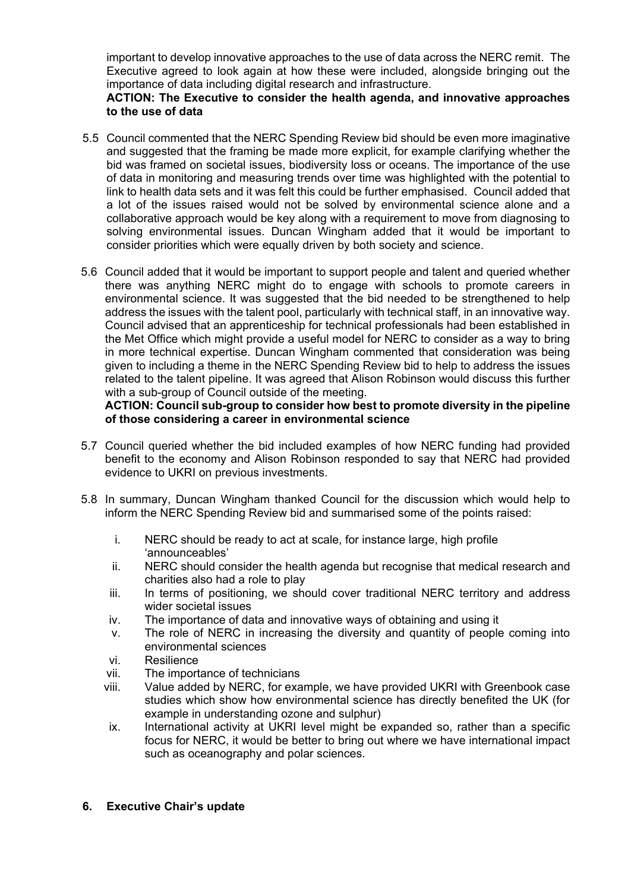important to develop innovative approaches to the use of data across the NERC remit. The Executive agreed to look again at how these were included, alongside bringing out the importance of data including digital research and infrastructure.

**ACTION: The Executive to consider the health agenda, and innovative approaches to the use of data**

5.5 Council commented that the NERC Spending Review bid should be even more imaginative and suggested that the framing be made more explicit, for example clarifying whether the bid was framed on societal issues, biodiversity loss or oceans. The importance of the use of data in monitoring and measuring trends over time was highlighted with the potential to link to health data sets and it was felt this could be further emphasised. Council added that a lot of the issues raised would not be solved by environmental science alone and a collaborative approach would be key along with a requirement to move from diagnosing to solving environmental issues. Duncan Wingham added that it would be important to consider priorities which were equally driven by both society and science.

5.6 Council added that it would be important to support people and talent and queried whether there was anything NERC might do to engage with schools to promote careers in environmental science. It was suggested that the bid needed to be strengthened to help address the issues with the talent pool, particularly with technical staff, in an innovative way. Council advised that an apprenticeship for technical professionals had been established in the Met Office which might provide a useful model for NERC to consider as a way to bring in more technical expertise. Duncan Wingham commented that consideration was being given to including a theme in the NERC Spending Review bid to help to address the issues related to the talent pipeline. It was agreed that Alison Robinson would discuss this further with a sub-group of Council outside of the meeting.

**ACTION: Council sub-group to consider how best to promote diversity in the pipeline of those considering a career in environmental science**

5.7 Council queried whether the bid included examples of how NERC funding had provided benefit to the economy and Alison Robinson responded to say that NERC had provided evidence to UKRI on previous investments.

5.8 In summary, Duncan Wingham thanked Council for the discussion which would help to inform the NERC Spending Review bid and summarised some of the points raised:

i. NERC should be ready to act at scale, for instance large, high profile 'announceables'
ii. NERC should consider the health agenda but recognise that medical research and charities also had a role to play
iii. In terms of positioning, we should cover traditional NERC territory and address wider societal issues
iv. The importance of data and innovative ways of obtaining and using it
v. The role of NERC in increasing the diversity and quantity of people coming into environmental sciences
vi. Resilience
vii. The importance of technicians
viii. Value added by NERC, for example, we have provided UKRI with Greenbook case studies which show how environmental science has directly benefited the UK (for example in understanding ozone and sulphur)
ix. International activity at UKRI level might be expanded so, rather than a specific focus for NERC, it would be better to bring out where we have international impact such as oceanography and polar sciences.

## 6. Executive Chair's update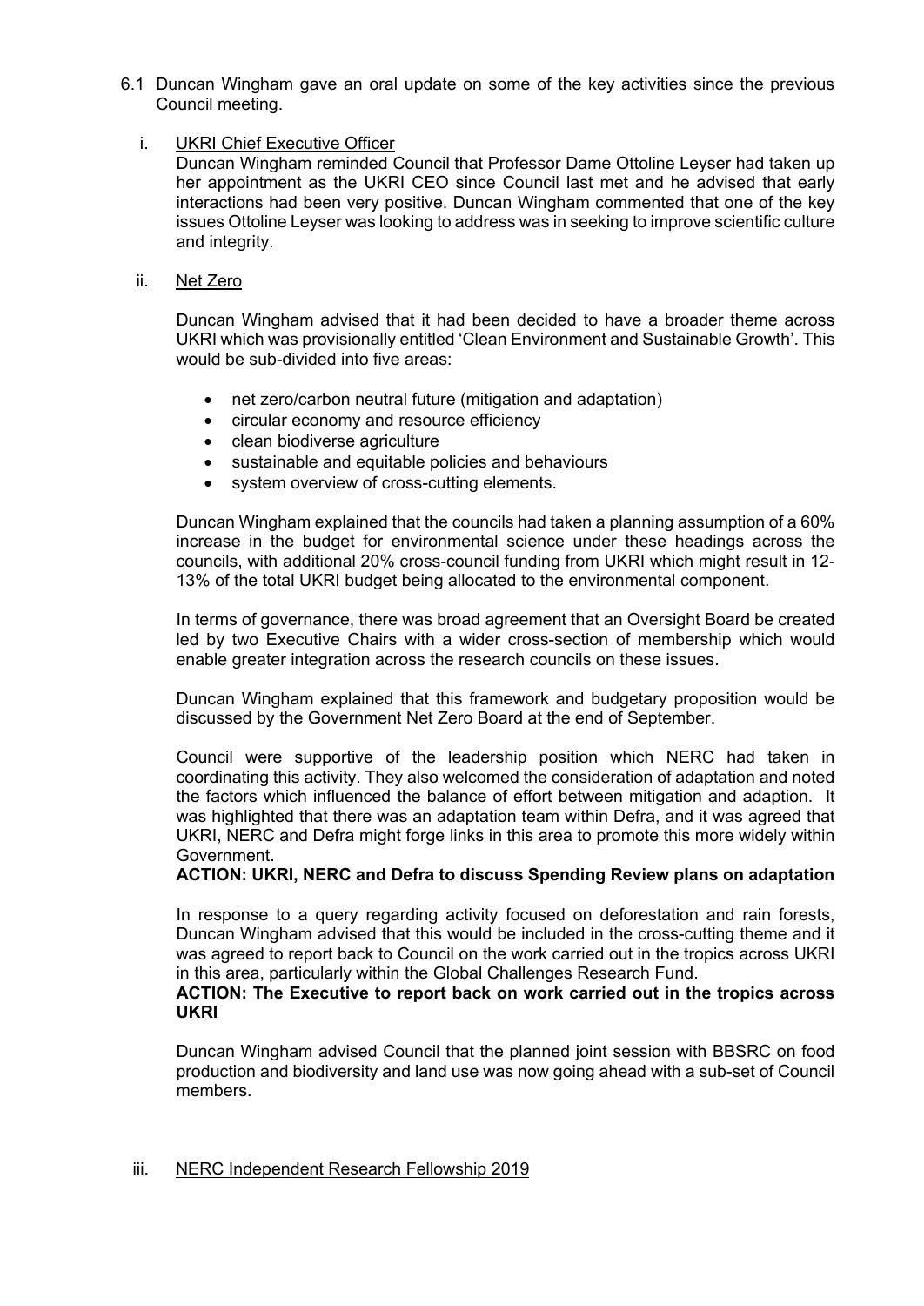6.1 Duncan Wingham gave an oral update on some of the key activities since the previous Council meeting.

i. UKRI Chief Executive Officer

Duncan Wingham reminded Council that Professor Dame Ottoline Leyser had taken up her appointment as the UKRI CEO since Council last met and he advised that early interactions had been very positive. Duncan Wingham commented that one of the key issues Ottoline Leyser was looking to address was in seeking to improve scientific culture and integrity.

ii. Net Zero

Duncan Wingham advised that it had been decided to have a broader theme across UKRI which was provisionally entitled 'Clean Environment and Sustainable Growth'. This would be sub-divided into five areas:

- net zero/carbon neutral future (mitigation and adaptation)
- circular economy and resource efficiency
- clean biodiverse agriculture
- sustainable and equitable policies and behaviours
- system overview of cross-cutting elements.

Duncan Wingham explained that the councils had taken a planning assumption of a 60% increase in the budget for environmental science under these headings across the councils, with additional 20% cross-council funding from UKRI which might result in 12-13% of the total UKRI budget being allocated to the environmental component.

In terms of governance, there was broad agreement that an Oversight Board be created led by two Executive Chairs with a wider cross-section of membership which would enable greater integration across the research councils on these issues.

Duncan Wingham explained that this framework and budgetary proposition would be discussed by the Government Net Zero Board at the end of September.

Council were supportive of the leadership position which NERC had taken in coordinating this activity. They also welcomed the consideration of adaptation and noted the factors which influenced the balance of effort between mitigation and adaption. It was highlighted that there was an adaptation team within Defra, and it was agreed that UKRI, NERC and Defra might forge links in this area to promote this more widely within Government.

**ACTION: UKRI, NERC and Defra to discuss Spending Review plans on adaptation**

In response to a query regarding activity focused on deforestation and rain forests, Duncan Wingham advised that this would be included in the cross-cutting theme and it was agreed to report back to Council on the work carried out in the tropics across UKRI in this area, particularly within the Global Challenges Research Fund.

**ACTION: The Executive to report back on work carried out in the tropics across UKRI**

Duncan Wingham advised Council that the planned joint session with BBSRC on food production and biodiversity and land use was now going ahead with a sub-set of Council members.

iii. NERC Independent Research Fellowship 2019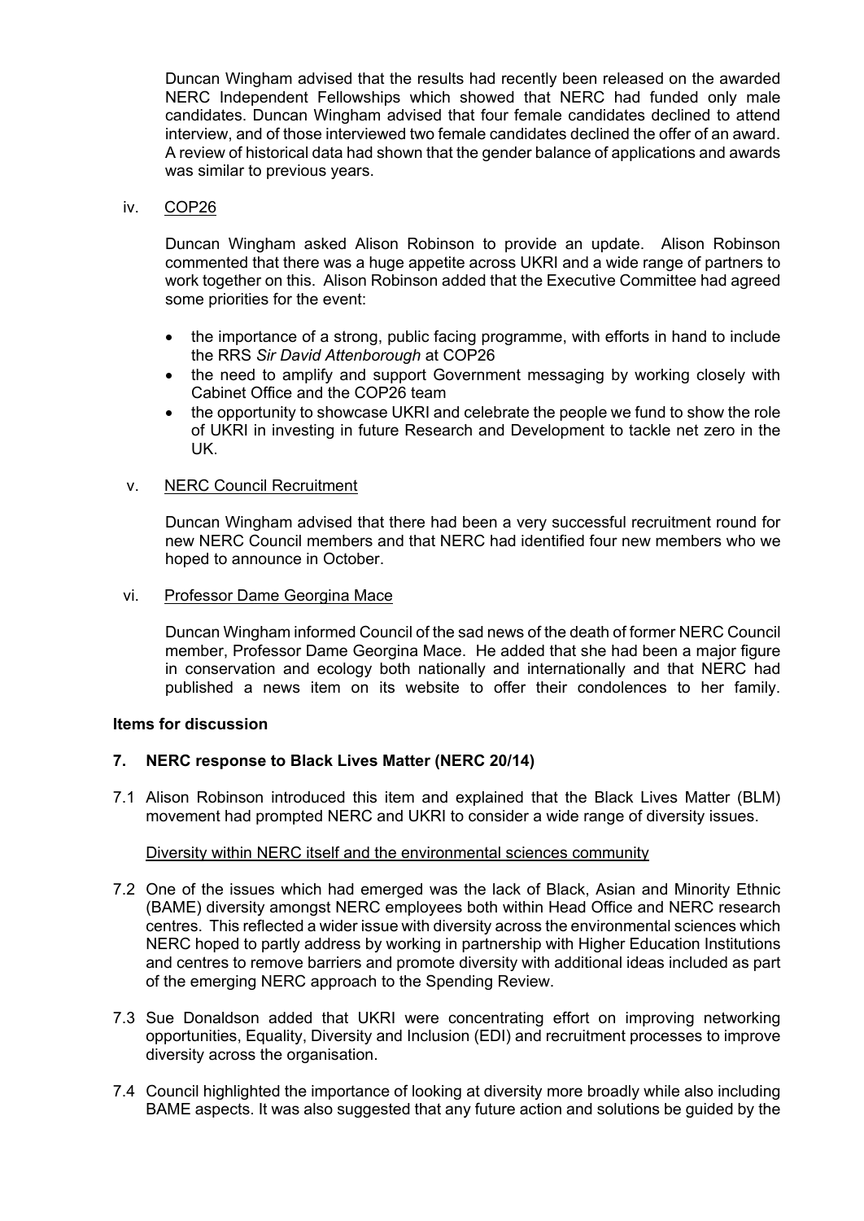Duncan Wingham advised that the results had recently been released on the awarded NERC Independent Fellowships which showed that NERC had funded only male candidates. Duncan Wingham advised that four female candidates declined to attend interview, and of those interviewed two female candidates declined the offer of an award. A review of historical data had shown that the gender balance of applications and awards was similar to previous years.

iv. COP26

Duncan Wingham asked Alison Robinson to provide an update. Alison Robinson commented that there was a huge appetite across UKRI and a wide range of partners to work together on this. Alison Robinson added that the Executive Committee had agreed some priorities for the event:

- the importance of a strong, public facing programme, with efforts in hand to include the RRS *Sir David Attenborough* at COP26
- the need to amplify and support Government messaging by working closely with Cabinet Office and the COP26 team
- the opportunity to showcase UKRI and celebrate the people we fund to show the role of UKRI in investing in future Research and Development to tackle net zero in the UK.

v. NERC Council Recruitment

Duncan Wingham advised that there had been a very successful recruitment round for new NERC Council members and that NERC had identified four new members who we hoped to announce in October.

vi. Professor Dame Georgina Mace

Duncan Wingham informed Council of the sad news of the death of former NERC Council member, Professor Dame Georgina Mace. He added that she had been a major figure in conservation and ecology both nationally and internationally and that NERC had published a news item on its website to offer their condolences to her family.

**Items for discussion**

**7. NERC response to Black Lives Matter (NERC 20/14)**

7.1 Alison Robinson introduced this item and explained that the Black Lives Matter (BLM) movement had prompted NERC and UKRI to consider a wide range of diversity issues.

Diversity within NERC itself and the environmental sciences community

7.2 One of the issues which had emerged was the lack of Black, Asian and Minority Ethnic (BAME) diversity amongst NERC employees both within Head Office and NERC research centres. This reflected a wider issue with diversity across the environmental sciences which NERC hoped to partly address by working in partnership with Higher Education Institutions and centres to remove barriers and promote diversity with additional ideas included as part of the emerging NERC approach to the Spending Review.

7.3 Sue Donaldson added that UKRI were concentrating effort on improving networking opportunities, Equality, Diversity and Inclusion (EDI) and recruitment processes to improve diversity across the organisation.

7.4 Council highlighted the importance of looking at diversity more broadly while also including BAME aspects. It was also suggested that any future action and solutions be guided by the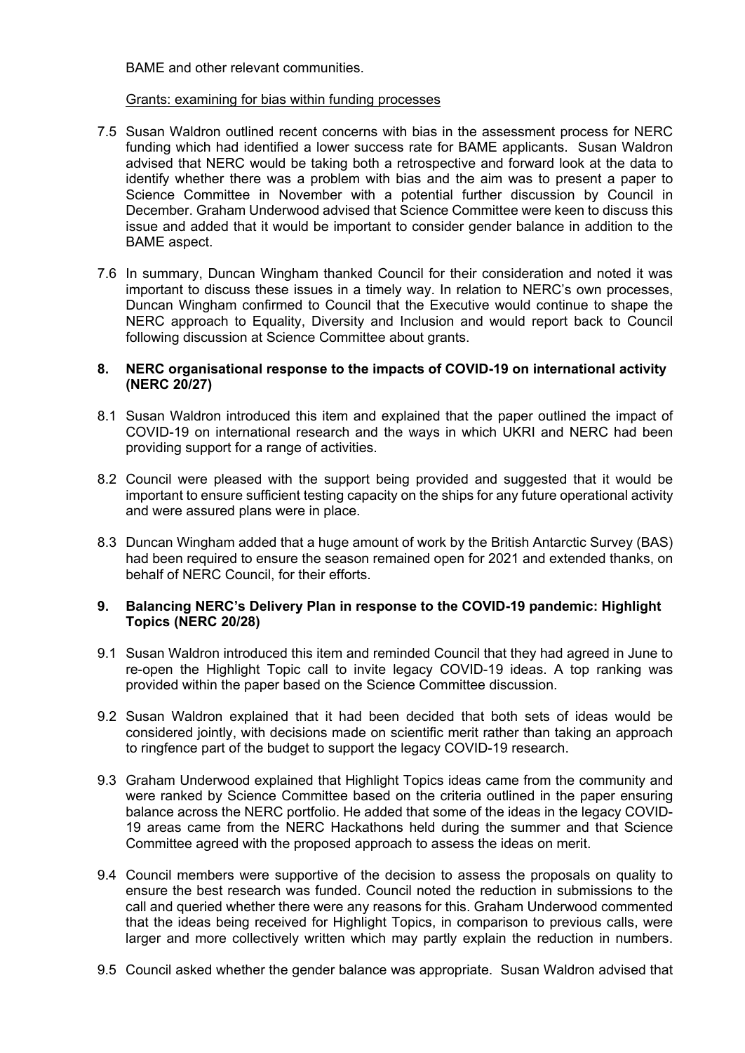BAME and other relevant communities.

Grants: examining for bias within funding processes

7.5 Susan Waldron outlined recent concerns with bias in the assessment process for NERC funding which had identified a lower success rate for BAME applicants. Susan Waldron advised that NERC would be taking both a retrospective and forward look at the data to identify whether there was a problem with bias and the aim was to present a paper to Science Committee in November with a potential further discussion by Council in December. Graham Underwood advised that Science Committee were keen to discuss this issue and added that it would be important to consider gender balance in addition to the BAME aspect.

7.6 In summary, Duncan Wingham thanked Council for their consideration and noted it was important to discuss these issues in a timely way. In relation to NERC's own processes, Duncan Wingham confirmed to Council that the Executive would continue to shape the NERC approach to Equality, Diversity and Inclusion and would report back to Council following discussion at Science Committee about grants.

## 8. NERC organisational response to the impacts of COVID-19 on international activity (NERC 20/27)

8.1 Susan Waldron introduced this item and explained that the paper outlined the impact of COVID-19 on international research and the ways in which UKRI and NERC had been providing support for a range of activities.

8.2 Council were pleased with the support being provided and suggested that it would be important to ensure sufficient testing capacity on the ships for any future operational activity and were assured plans were in place.

8.3 Duncan Wingham added that a huge amount of work by the British Antarctic Survey (BAS) had been required to ensure the season remained open for 2021 and extended thanks, on behalf of NERC Council, for their efforts.

## 9. Balancing NERC's Delivery Plan in response to the COVID-19 pandemic: Highlight Topics (NERC 20/28)

9.1 Susan Waldron introduced this item and reminded Council that they had agreed in June to re-open the Highlight Topic call to invite legacy COVID-19 ideas. A top ranking was provided within the paper based on the Science Committee discussion.

9.2 Susan Waldron explained that it had been decided that both sets of ideas would be considered jointly, with decisions made on scientific merit rather than taking an approach to ringfence part of the budget to support the legacy COVID-19 research.

9.3 Graham Underwood explained that Highlight Topics ideas came from the community and were ranked by Science Committee based on the criteria outlined in the paper ensuring balance across the NERC portfolio. He added that some of the ideas in the legacy COVID-19 areas came from the NERC Hackathons held during the summer and that Science Committee agreed with the proposed approach to assess the ideas on merit.

9.4 Council members were supportive of the decision to assess the proposals on quality to ensure the best research was funded. Council noted the reduction in submissions to the call and queried whether there were any reasons for this. Graham Underwood commented that the ideas being received for Highlight Topics, in comparison to previous calls, were larger and more collectively written which may partly explain the reduction in numbers.

9.5 Council asked whether the gender balance was appropriate. Susan Waldron advised that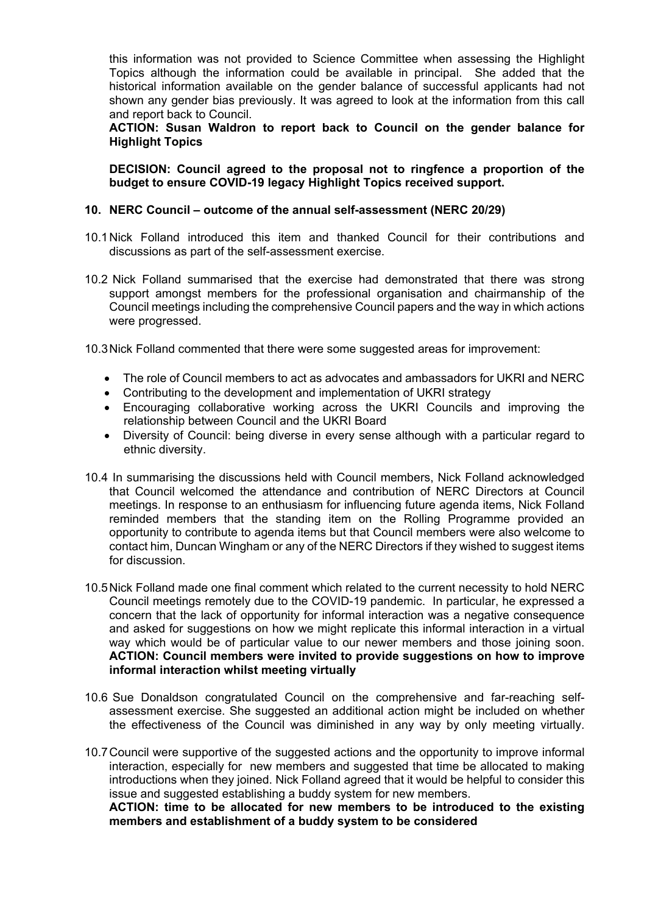this information was not provided to Science Committee when assessing the Highlight Topics although the information could be available in principal. She added that the historical information available on the gender balance of successful applicants had not shown any gender bias previously. It was agreed to look at the information from this call and report back to Council.

**ACTION: Susan Waldron to report back to Council on the gender balance for Highlight Topics**

**DECISION: Council agreed to the proposal not to ringfence a proportion of the budget to ensure COVID-19 legacy Highlight Topics received support.**

## 10. NERC Council – outcome of the annual self-assessment (NERC 20/29)

10.1 Nick Folland introduced this item and thanked Council for their contributions and discussions as part of the self-assessment exercise.

10.2 Nick Folland summarised that the exercise had demonstrated that there was strong support amongst members for the professional organisation and chairmanship of the Council meetings including the comprehensive Council papers and the way in which actions were progressed.

10.3 Nick Folland commented that there were some suggested areas for improvement:

- The role of Council members to act as advocates and ambassadors for UKRI and NERC
- Contributing to the development and implementation of UKRI strategy
- Encouraging collaborative working across the UKRI Councils and improving the relationship between Council and the UKRI Board
- Diversity of Council: being diverse in every sense although with a particular regard to ethnic diversity.

10.4 In summarising the discussions held with Council members, Nick Folland acknowledged that Council welcomed the attendance and contribution of NERC Directors at Council meetings. In response to an enthusiasm for influencing future agenda items, Nick Folland reminded members that the standing item on the Rolling Programme provided an opportunity to contribute to agenda items but that Council members were also welcome to contact him, Duncan Wingham or any of the NERC Directors if they wished to suggest items for discussion.

10.5 Nick Folland made one final comment which related to the current necessity to hold NERC Council meetings remotely due to the COVID-19 pandemic. In particular, he expressed a concern that the lack of opportunity for informal interaction was a negative consequence and asked for suggestions on how we might replicate this informal interaction in a virtual way which would be of particular value to our newer members and those joining soon.
**ACTION: Council members were invited to provide suggestions on how to improve informal interaction whilst meeting virtually**

10.6 Sue Donaldson congratulated Council on the comprehensive and far-reaching self-assessment exercise. She suggested an additional action might be included on whether the effectiveness of the Council was diminished in any way by only meeting virtually.

10.7 Council were supportive of the suggested actions and the opportunity to improve informal interaction, especially for new members and suggested that time be allocated to making introductions when they joined. Nick Folland agreed that it would be helpful to consider this issue and suggested establishing a buddy system for new members.
**ACTION: time to be allocated for new members to be introduced to the existing members and establishment of a buddy system to be considered**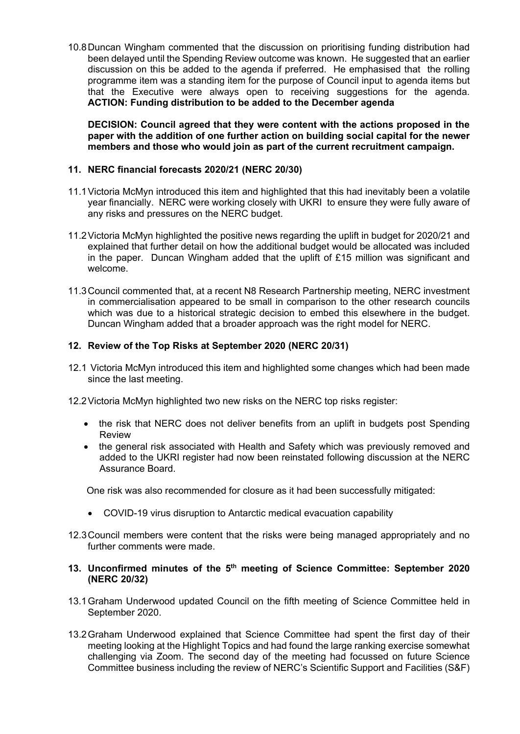10.8 Duncan Wingham commented that the discussion on prioritising funding distribution had been delayed until the Spending Review outcome was known. He suggested that an earlier discussion on this be added to the agenda if preferred. He emphasised that the rolling programme item was a standing item for the purpose of Council input to agenda items but that the Executive were always open to receiving suggestions for the agenda. **ACTION: Funding distribution to be added to the December agenda**

**DECISION: Council agreed that they were content with the actions proposed in the paper with the addition of one further action on building social capital for the newer members and those who would join as part of the current recruitment campaign.**

## 11. NERC financial forecasts 2020/21 (NERC 20/30)

11.1 Victoria McMyn introduced this item and highlighted that this had inevitably been a volatile year financially. NERC were working closely with UKRI to ensure they were fully aware of any risks and pressures on the NERC budget.

11.2 Victoria McMyn highlighted the positive news regarding the uplift in budget for 2020/21 and explained that further detail on how the additional budget would be allocated was included in the paper. Duncan Wingham added that the uplift of £15 million was significant and welcome.

11.3 Council commented that, at a recent N8 Research Partnership meeting, NERC investment in commercialisation appeared to be small in comparison to the other research councils which was due to a historical strategic decision to embed this elsewhere in the budget. Duncan Wingham added that a broader approach was the right model for NERC.

## 12. Review of the Top Risks at September 2020 (NERC 20/31)

12.1 Victoria McMyn introduced this item and highlighted some changes which had been made since the last meeting.

12.2 Victoria McMyn highlighted two new risks on the NERC top risks register:

- the risk that NERC does not deliver benefits from an uplift in budgets post Spending Review
- the general risk associated with Health and Safety which was previously removed and added to the UKRI register had now been reinstated following discussion at the NERC Assurance Board.

One risk was also recommended for closure as it had been successfully mitigated:

- COVID-19 virus disruption to Antarctic medical evacuation capability

12.3 Council members were content that the risks were being managed appropriately and no further comments were made.

## 13. Unconfirmed minutes of the 5th meeting of Science Committee: September 2020 (NERC 20/32)

13.1 Graham Underwood updated Council on the fifth meeting of Science Committee held in September 2020.

13.2 Graham Underwood explained that Science Committee had spent the first day of their meeting looking at the Highlight Topics and had found the large ranking exercise somewhat challenging via Zoom. The second day of the meeting had focussed on future Science Committee business including the review of NERC's Scientific Support and Facilities (S&F)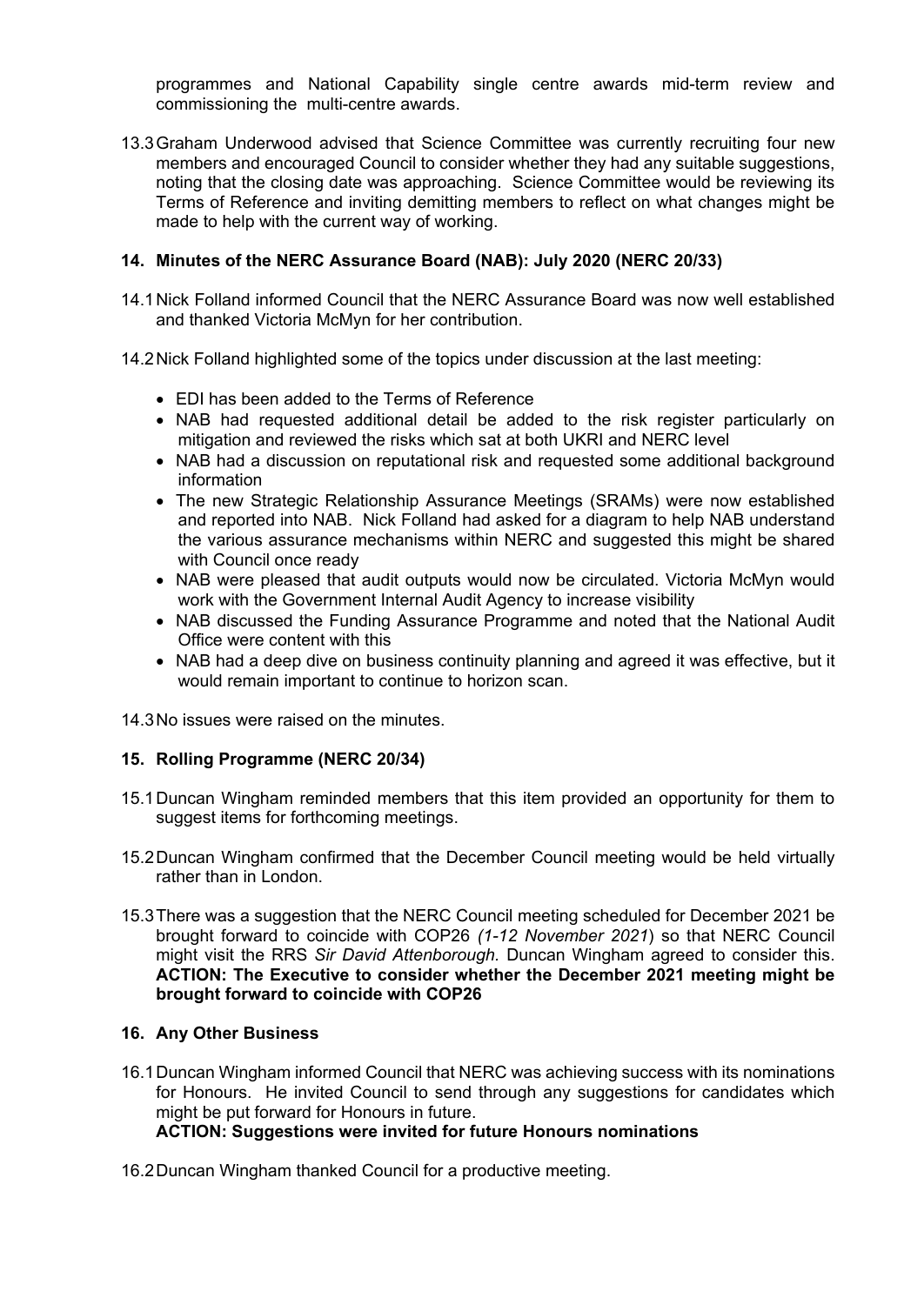programmes and National Capability single centre awards mid-term review and commissioning the multi-centre awards.

13.3 Graham Underwood advised that Science Committee was currently recruiting four new members and encouraged Council to consider whether they had any suitable suggestions, noting that the closing date was approaching. Science Committee would be reviewing its Terms of Reference and inviting demitting members to reflect on what changes might be made to help with the current way of working.

## 14. Minutes of the NERC Assurance Board (NAB): July 2020 (NERC 20/33)

14.1 Nick Folland informed Council that the NERC Assurance Board was now well established and thanked Victoria McMyn for her contribution.

14.2 Nick Folland highlighted some of the topics under discussion at the last meeting:

- EDI has been added to the Terms of Reference
- NAB had requested additional detail be added to the risk register particularly on mitigation and reviewed the risks which sat at both UKRI and NERC level
- NAB had a discussion on reputational risk and requested some additional background information
- The new Strategic Relationship Assurance Meetings (SRAMs) were now established and reported into NAB. Nick Folland had asked for a diagram to help NAB understand the various assurance mechanisms within NERC and suggested this might be shared with Council once ready
- NAB were pleased that audit outputs would now be circulated. Victoria McMyn would work with the Government Internal Audit Agency to increase visibility
- NAB discussed the Funding Assurance Programme and noted that the National Audit Office were content with this
- NAB had a deep dive on business continuity planning and agreed it was effective, but it would remain important to continue to horizon scan.

14.3 No issues were raised on the minutes.

## 15. Rolling Programme (NERC 20/34)

15.1 Duncan Wingham reminded members that this item provided an opportunity for them to suggest items for forthcoming meetings.

15.2 Duncan Wingham confirmed that the December Council meeting would be held virtually rather than in London.

15.3 There was a suggestion that the NERC Council meeting scheduled for December 2021 be brought forward to coincide with COP26 *(1-12 November 2021*) so that NERC Council might visit the RRS *Sir David Attenborough.* Duncan Wingham agreed to consider this. **ACTION: The Executive to consider whether the December 2021 meeting might be brought forward to coincide with COP26**

## 16. Any Other Business

16.1 Duncan Wingham informed Council that NERC was achieving success with its nominations for Honours. He invited Council to send through any suggestions for candidates which might be put forward for Honours in future.
**ACTION: Suggestions were invited for future Honours nominations**

16.2 Duncan Wingham thanked Council for a productive meeting.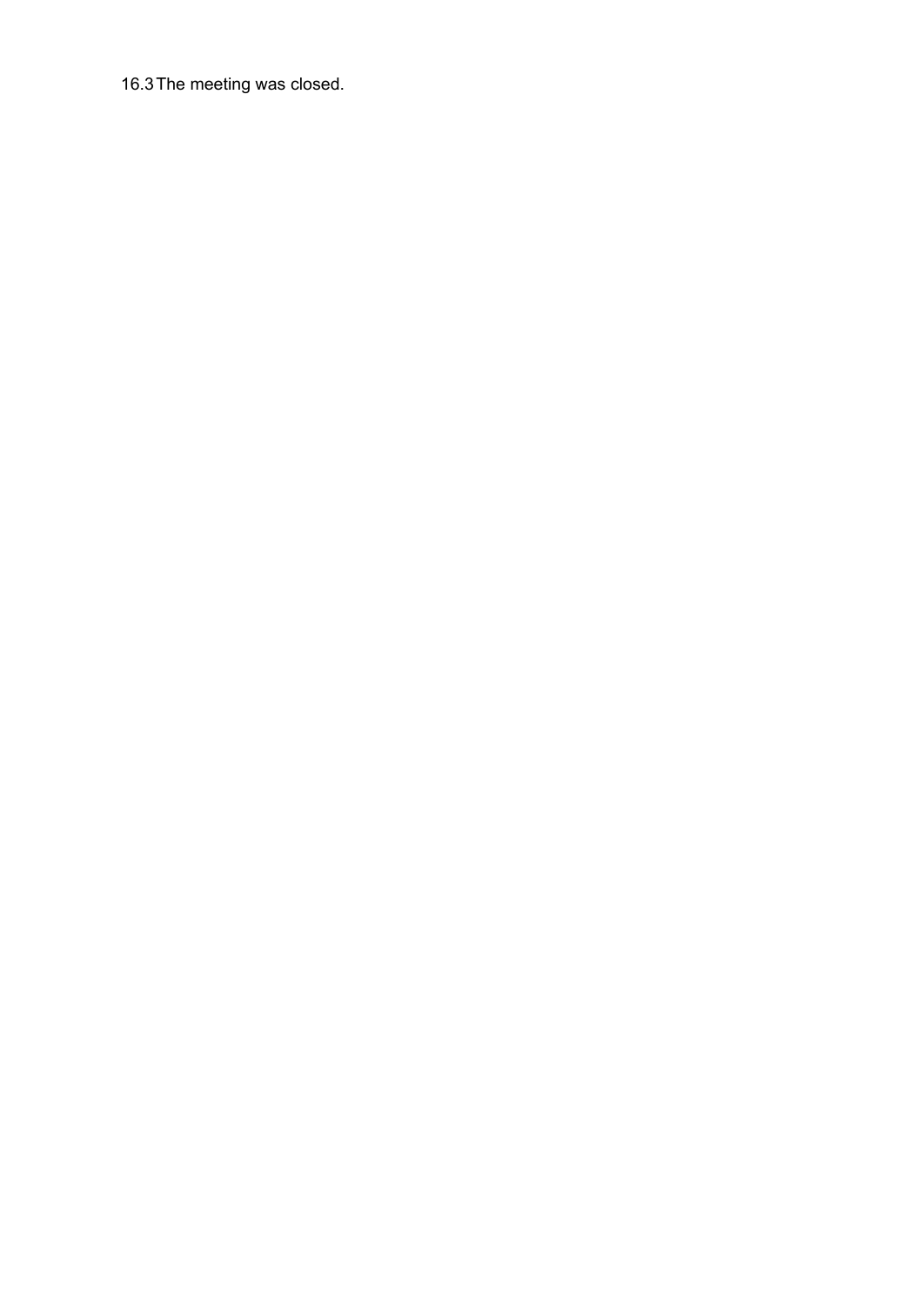16.3 The meeting was closed.